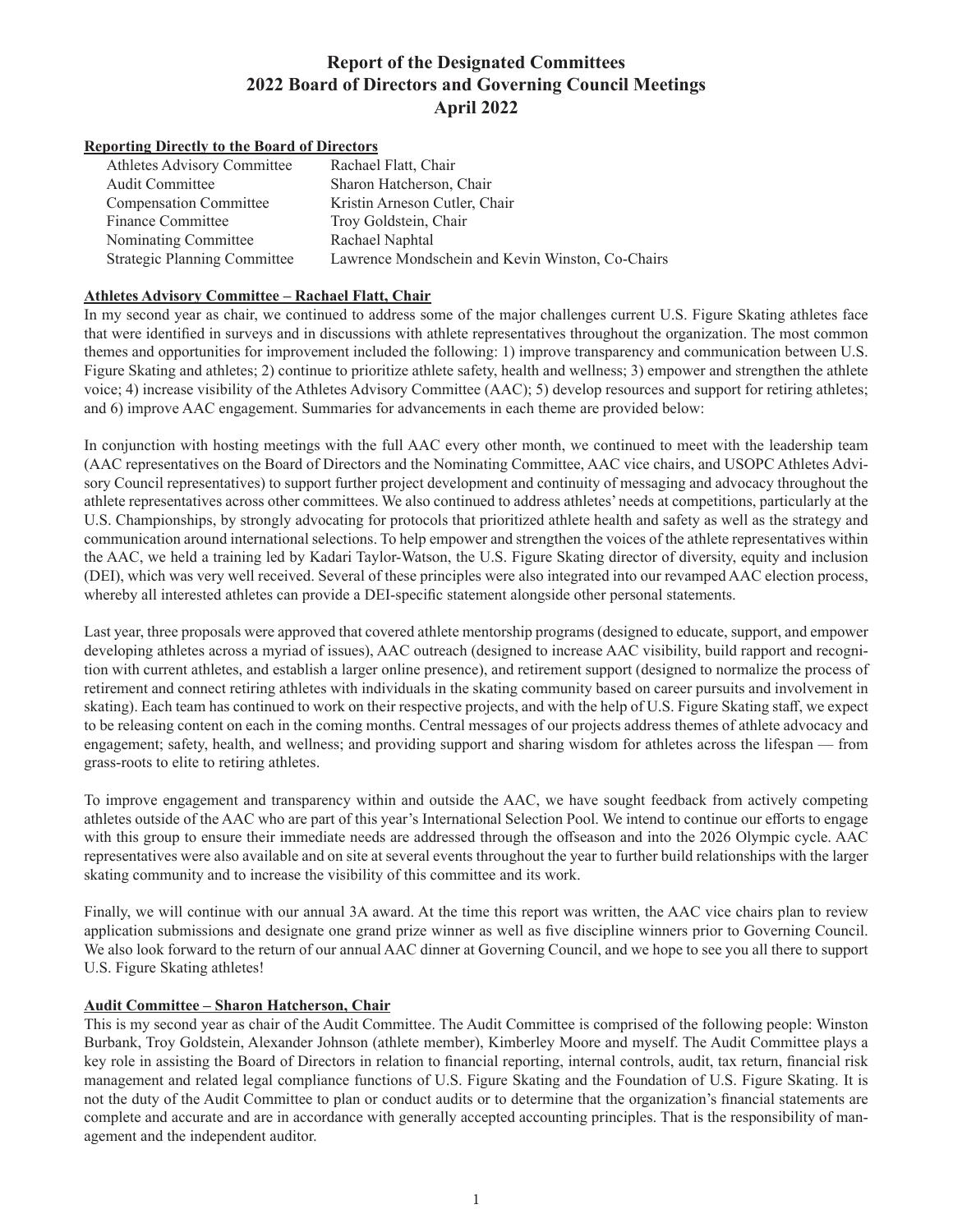# Report of the Designated Committees
# 2022 Board of Directors and Governing Council Meetings
# April 2022

**Reporting Directly to the Board of Directors**

| | |
|---|---|
| Athletes Advisory Committee | Rachael Flatt, Chair |
| Audit Committee | Sharon Hatcherson, Chair |
| Compensation Committee | Kristin Arneson Cutler, Chair |
| Finance Committee | Troy Goldstein, Chair |
| Nominating Committee | Rachael Naphtal |
| Strategic Planning Committee | Lawrence Mondschein and Kevin Winston, Co-Chairs |

**Athletes Advisory Committee – Rachael Flatt, Chair**

In my second year as chair, we continued to address some of the major challenges current U.S. Figure Skating athletes face that were identified in surveys and in discussions with athlete representatives throughout the organization. The most common themes and opportunities for improvement included the following: 1) improve transparency and communication between U.S. Figure Skating and athletes; 2) continue to prioritize athlete safety, health and wellness; 3) empower and strengthen the athlete voice; 4) increase visibility of the Athletes Advisory Committee (AAC); 5) develop resources and support for retiring athletes; and 6) improve AAC engagement. Summaries for advancements in each theme are provided below:

In conjunction with hosting meetings with the full AAC every other month, we continued to meet with the leadership team (AAC representatives on the Board of Directors and the Nominating Committee, AAC vice chairs, and USOPC Athletes Advisory Council representatives) to support further project development and continuity of messaging and advocacy throughout the athlete representatives across other committees. We also continued to address athletes' needs at competitions, particularly at the U.S. Championships, by strongly advocating for protocols that prioritized athlete health and safety as well as the strategy and communication around international selections. To help empower and strengthen the voices of the athlete representatives within the AAC, we held a training led by Kadari Taylor-Watson, the U.S. Figure Skating director of diversity, equity and inclusion (DEI), which was very well received. Several of these principles were also integrated into our revamped AAC election process, whereby all interested athletes can provide a DEI-specific statement alongside other personal statements.

Last year, three proposals were approved that covered athlete mentorship programs (designed to educate, support, and empower developing athletes across a myriad of issues), AAC outreach (designed to increase AAC visibility, build rapport and recognition with current athletes, and establish a larger online presence), and retirement support (designed to normalize the process of retirement and connect retiring athletes with individuals in the skating community based on career pursuits and involvement in skating). Each team has continued to work on their respective projects, and with the help of U.S. Figure Skating staff, we expect to be releasing content on each in the coming months. Central messages of our projects address themes of athlete advocacy and engagement; safety, health, and wellness; and providing support and sharing wisdom for athletes across the lifespan — from grass-roots to elite to retiring athletes.

To improve engagement and transparency within and outside the AAC, we have sought feedback from actively competing athletes outside of the AAC who are part of this year's International Selection Pool. We intend to continue our efforts to engage with this group to ensure their immediate needs are addressed through the offseason and into the 2026 Olympic cycle. AAC representatives were also available and on site at several events throughout the year to further build relationships with the larger skating community and to increase the visibility of this committee and its work.

Finally, we will continue with our annual 3A award. At the time this report was written, the AAC vice chairs plan to review application submissions and designate one grand prize winner as well as five discipline winners prior to Governing Council. We also look forward to the return of our annual AAC dinner at Governing Council, and we hope to see you all there to support U.S. Figure Skating athletes!

**Audit Committee – Sharon Hatcherson, Chair**

This is my second year as chair of the Audit Committee. The Audit Committee is comprised of the following people: Winston Burbank, Troy Goldstein, Alexander Johnson (athlete member), Kimberley Moore and myself. The Audit Committee plays a key role in assisting the Board of Directors in relation to financial reporting, internal controls, audit, tax return, financial risk management and related legal compliance functions of U.S. Figure Skating and the Foundation of U.S. Figure Skating. It is not the duty of the Audit Committee to plan or conduct audits or to determine that the organization's financial statements are complete and accurate and are in accordance with generally accepted accounting principles. That is the responsibility of management and the independent auditor.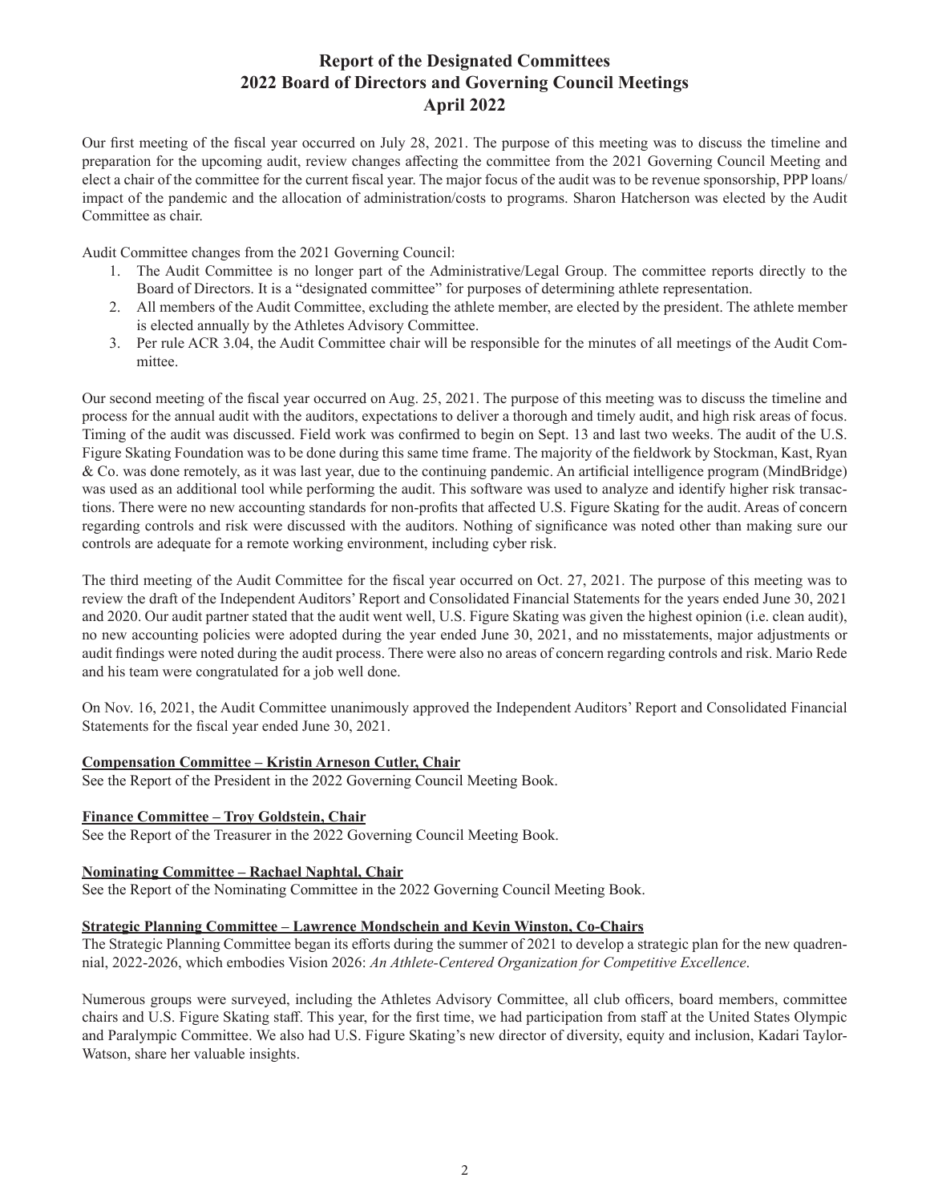# Report of the Designated Committees
## 2022 Board of Directors and Governing Council Meetings
## April 2022

Our first meeting of the fiscal year occurred on July 28, 2021. The purpose of this meeting was to discuss the timeline and preparation for the upcoming audit, review changes affecting the committee from the 2021 Governing Council Meeting and elect a chair of the committee for the current fiscal year. The major focus of the audit was to be revenue sponsorship, PPP loans/ impact of the pandemic and the allocation of administration/costs to programs. Sharon Hatcherson was elected by the Audit Committee as chair.

Audit Committee changes from the 2021 Governing Council:

1. The Audit Committee is no longer part of the Administrative/Legal Group. The committee reports directly to the Board of Directors. It is a "designated committee" for purposes of determining athlete representation.
2. All members of the Audit Committee, excluding the athlete member, are elected by the president. The athlete member is elected annually by the Athletes Advisory Committee.
3. Per rule ACR 3.04, the Audit Committee chair will be responsible for the minutes of all meetings of the Audit Committee.

Our second meeting of the fiscal year occurred on Aug. 25, 2021. The purpose of this meeting was to discuss the timeline and process for the annual audit with the auditors, expectations to deliver a thorough and timely audit, and high risk areas of focus. Timing of the audit was discussed. Field work was confirmed to begin on Sept. 13 and last two weeks. The audit of the U.S. Figure Skating Foundation was to be done during this same time frame. The majority of the fieldwork by Stockman, Kast, Ryan & Co. was done remotely, as it was last year, due to the continuing pandemic. An artificial intelligence program (MindBridge) was used as an additional tool while performing the audit. This software was used to analyze and identify higher risk transactions. There were no new accounting standards for non-profits that affected U.S. Figure Skating for the audit. Areas of concern regarding controls and risk were discussed with the auditors. Nothing of significance was noted other than making sure our controls are adequate for a remote working environment, including cyber risk.

The third meeting of the Audit Committee for the fiscal year occurred on Oct. 27, 2021. The purpose of this meeting was to review the draft of the Independent Auditors' Report and Consolidated Financial Statements for the years ended June 30, 2021 and 2020. Our audit partner stated that the audit went well, U.S. Figure Skating was given the highest opinion (i.e. clean audit), no new accounting policies were adopted during the year ended June 30, 2021, and no misstatements, major adjustments or audit findings were noted during the audit process. There were also no areas of concern regarding controls and risk. Mario Rede and his team were congratulated for a job well done.

On Nov. 16, 2021, the Audit Committee unanimously approved the Independent Auditors' Report and Consolidated Financial Statements for the fiscal year ended June 30, 2021.

**Compensation Committee – Kristin Arneson Cutler, Chair**

See the Report of the President in the 2022 Governing Council Meeting Book.

**Finance Committee – Troy Goldstein, Chair**

See the Report of the Treasurer in the 2022 Governing Council Meeting Book.

**Nominating Committee – Rachael Naphtal, Chair**

See the Report of the Nominating Committee in the 2022 Governing Council Meeting Book.

**Strategic Planning Committee – Lawrence Mondschein and Kevin Winston, Co-Chairs**

The Strategic Planning Committee began its efforts during the summer of 2021 to develop a strategic plan for the new quadrennial, 2022-2026, which embodies Vision 2026: *An Athlete-Centered Organization for Competitive Excellence*.

Numerous groups were surveyed, including the Athletes Advisory Committee, all club officers, board members, committee chairs and U.S. Figure Skating staff. This year, for the first time, we had participation from staff at the United States Olympic and Paralympic Committee. We also had U.S. Figure Skating's new director of diversity, equity and inclusion, Kadari Taylor-Watson, share her valuable insights.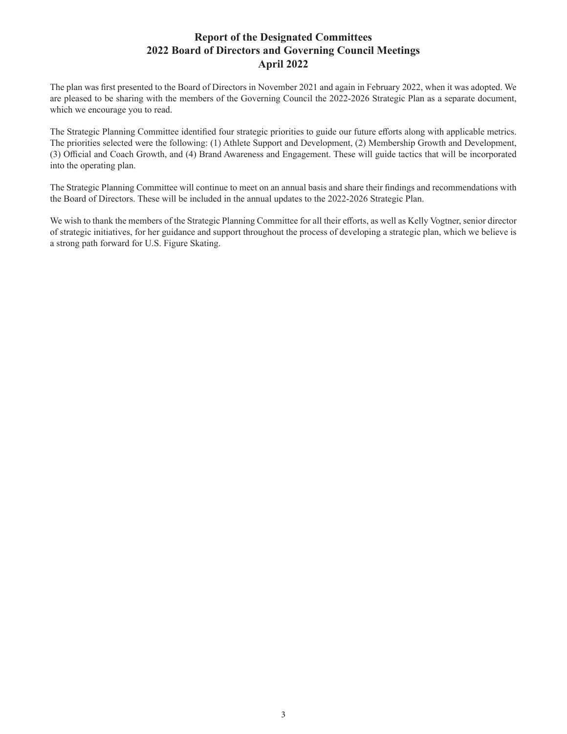**Report of the Designated Committees**
**2022 Board of Directors and Governing Council Meetings**
**April 2022**

The plan was first presented to the Board of Directors in November 2021 and again in February 2022, when it was adopted. We are pleased to be sharing with the members of the Governing Council the 2022-2026 Strategic Plan as a separate document, which we encourage you to read.

The Strategic Planning Committee identified four strategic priorities to guide our future efforts along with applicable metrics. The priorities selected were the following: (1) Athlete Support and Development, (2) Membership Growth and Development, (3) Official and Coach Growth, and (4) Brand Awareness and Engagement. These will guide tactics that will be incorporated into the operating plan.

The Strategic Planning Committee will continue to meet on an annual basis and share their findings and recommendations with the Board of Directors. These will be included in the annual updates to the 2022-2026 Strategic Plan.

We wish to thank the members of the Strategic Planning Committee for all their efforts, as well as Kelly Vogtner, senior director of strategic initiatives, for her guidance and support throughout the process of developing a strategic plan, which we believe is a strong path forward for U.S. Figure Skating.